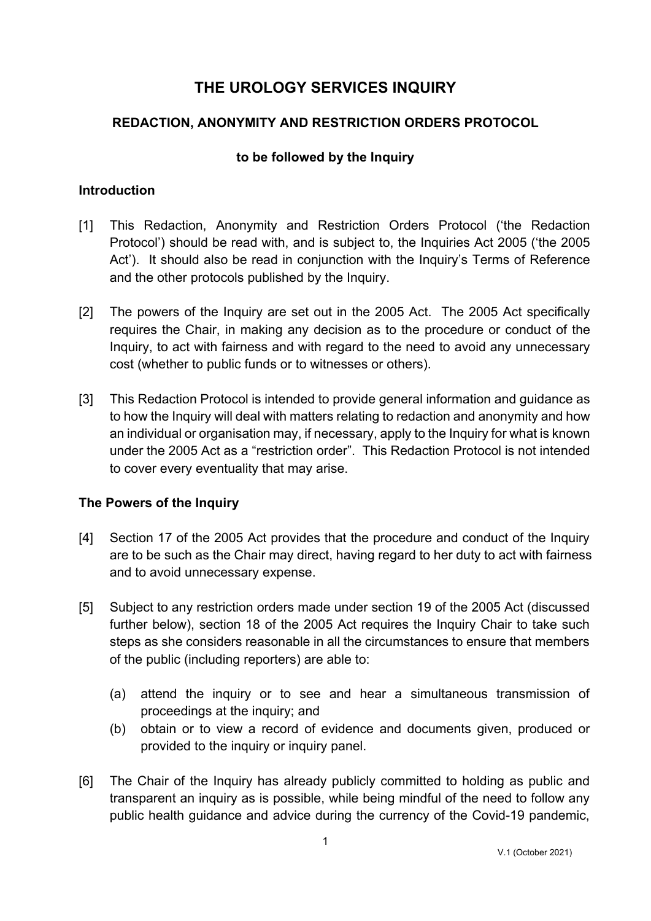# THE UROLOGY SERVICES INQUIRY

## REDACTION, ANONYMITY AND RESTRICTION ORDERS PROTOCOL

**to be followed by the Inquiry**

### Introduction

[1] This Redaction, Anonymity and Restriction Orders Protocol ('the Redaction Protocol') should be read with, and is subject to, the Inquiries Act 2005 ('the 2005 Act'). It should also be read in conjunction with the Inquiry's Terms of Reference and the other protocols published by the Inquiry.

[2] The powers of the Inquiry are set out in the 2005 Act. The 2005 Act specifically requires the Chair, in making any decision as to the procedure or conduct of the Inquiry, to act with fairness and with regard to the need to avoid any unnecessary cost (whether to public funds or to witnesses or others).

[3] This Redaction Protocol is intended to provide general information and guidance as to how the Inquiry will deal with matters relating to redaction and anonymity and how an individual or organisation may, if necessary, apply to the Inquiry for what is known under the 2005 Act as a "restriction order". This Redaction Protocol is not intended to cover every eventuality that may arise.

### The Powers of the Inquiry

[4] Section 17 of the 2005 Act provides that the procedure and conduct of the Inquiry are to be such as the Chair may direct, having regard to her duty to act with fairness and to avoid unnecessary expense.

[5] Subject to any restriction orders made under section 19 of the 2005 Act (discussed further below), section 18 of the 2005 Act requires the Inquiry Chair to take such steps as she considers reasonable in all the circumstances to ensure that members of the public (including reporters) are able to:

(a) attend the inquiry or to see and hear a simultaneous transmission of proceedings at the inquiry; and
(b) obtain or to view a record of evidence and documents given, produced or provided to the inquiry or inquiry panel.

[6] The Chair of the Inquiry has already publicly committed to holding as public and transparent an inquiry as is possible, while being mindful of the need to follow any public health guidance and advice during the currency of the Covid-19 pandemic,

V.1 (October 2021)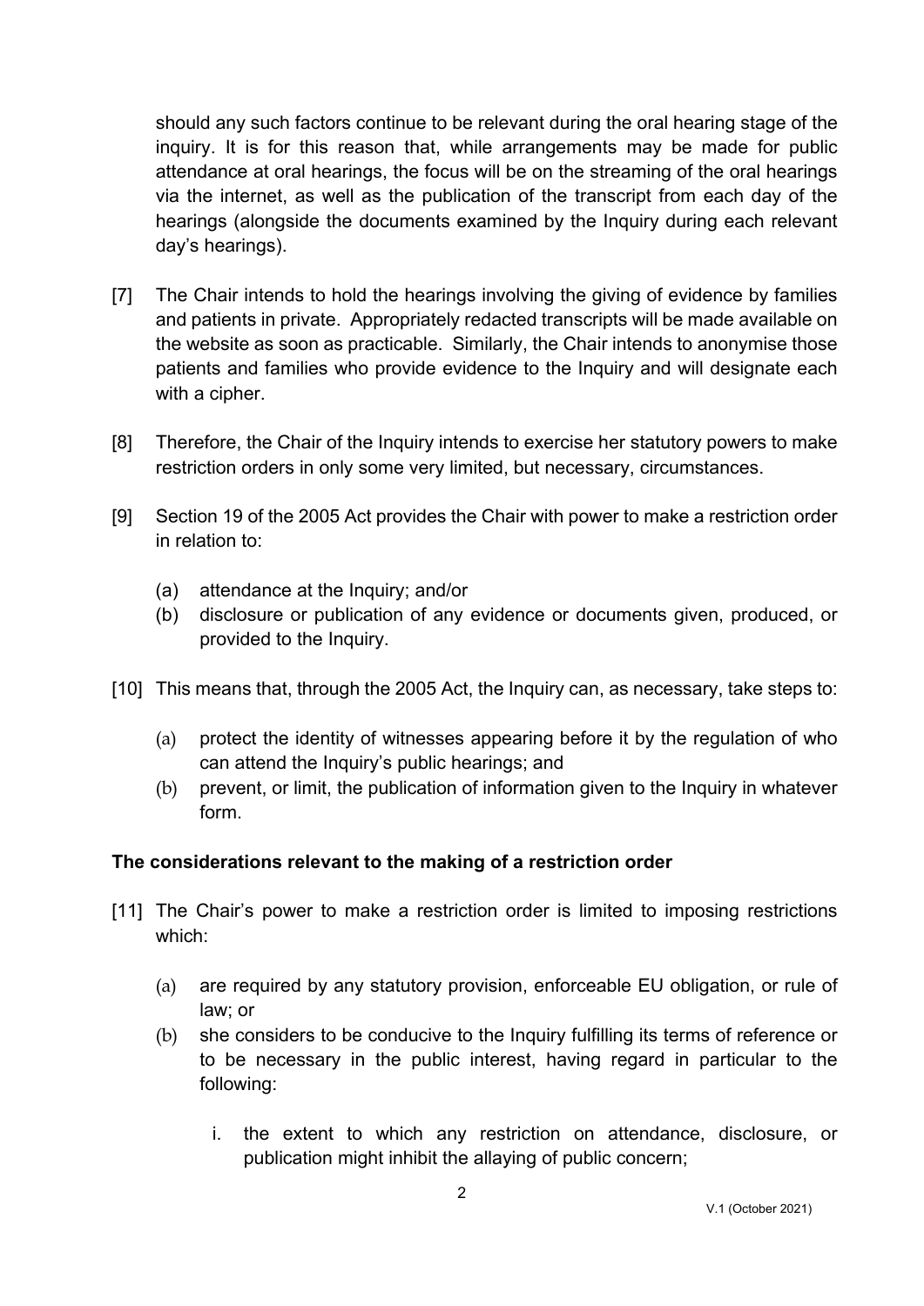should any such factors continue to be relevant during the oral hearing stage of the inquiry. It is for this reason that, while arrangements may be made for public attendance at oral hearings, the focus will be on the streaming of the oral hearings via the internet, as well as the publication of the transcript from each day of the hearings (alongside the documents examined by the Inquiry during each relevant day's hearings).

[7] The Chair intends to hold the hearings involving the giving of evidence by families and patients in private. Appropriately redacted transcripts will be made available on the website as soon as practicable. Similarly, the Chair intends to anonymise those patients and families who provide evidence to the Inquiry and will designate each with a cipher.

[8] Therefore, the Chair of the Inquiry intends to exercise her statutory powers to make restriction orders in only some very limited, but necessary, circumstances.

[9] Section 19 of the 2005 Act provides the Chair with power to make a restriction order in relation to:

(a) attendance at the Inquiry; and/or
(b) disclosure or publication of any evidence or documents given, produced, or provided to the Inquiry.

[10] This means that, through the 2005 Act, the Inquiry can, as necessary, take steps to:

(a) protect the identity of witnesses appearing before it by the regulation of who can attend the Inquiry's public hearings; and
(b) prevent, or limit, the publication of information given to the Inquiry in whatever form.

**The considerations relevant to the making of a restriction order**

[11] The Chair's power to make a restriction order is limited to imposing restrictions which:

(a) are required by any statutory provision, enforceable EU obligation, or rule of law; or
(b) she considers to be conducive to the Inquiry fulfilling its terms of reference or to be necessary in the public interest, having regard in particular to the following:

   i. the extent to which any restriction on attendance, disclosure, or publication might inhibit the allaying of public concern;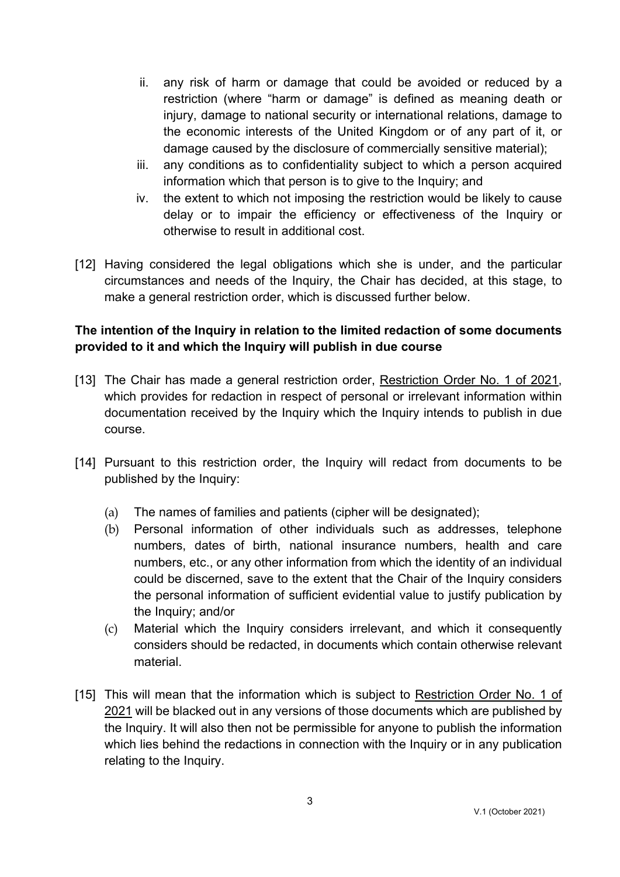ii. any risk of harm or damage that could be avoided or reduced by a restriction (where "harm or damage" is defined as meaning death or injury, damage to national security or international relations, damage to the economic interests of the United Kingdom or of any part of it, or damage caused by the disclosure of commercially sensitive material);

iii. any conditions as to confidentiality subject to which a person acquired information which that person is to give to the Inquiry; and

iv. the extent to which not imposing the restriction would be likely to cause delay or to impair the efficiency or effectiveness of the Inquiry or otherwise to result in additional cost.

[12] Having considered the legal obligations which she is under, and the particular circumstances and needs of the Inquiry, the Chair has decided, at this stage, to make a general restriction order, which is discussed further below.

**The intention of the Inquiry in relation to the limited redaction of some documents provided to it and which the Inquiry will publish in due course**

[13] The Chair has made a general restriction order, Restriction Order No. 1 of 2021, which provides for redaction in respect of personal or irrelevant information within documentation received by the Inquiry which the Inquiry intends to publish in due course.

[14] Pursuant to this restriction order, the Inquiry will redact from documents to be published by the Inquiry:

(a) The names of families and patients (cipher will be designated);

(b) Personal information of other individuals such as addresses, telephone numbers, dates of birth, national insurance numbers, health and care numbers, etc., or any other information from which the identity of an individual could be discerned, save to the extent that the Chair of the Inquiry considers the personal information of sufficient evidential value to justify publication by the Inquiry; and/or

(c) Material which the Inquiry considers irrelevant, and which it consequently considers should be redacted, in documents which contain otherwise relevant material.

[15] This will mean that the information which is subject to Restriction Order No. 1 of 2021 will be blacked out in any versions of those documents which are published by the Inquiry. It will also then not be permissible for anyone to publish the information which lies behind the redactions in connection with the Inquiry or in any publication relating to the Inquiry.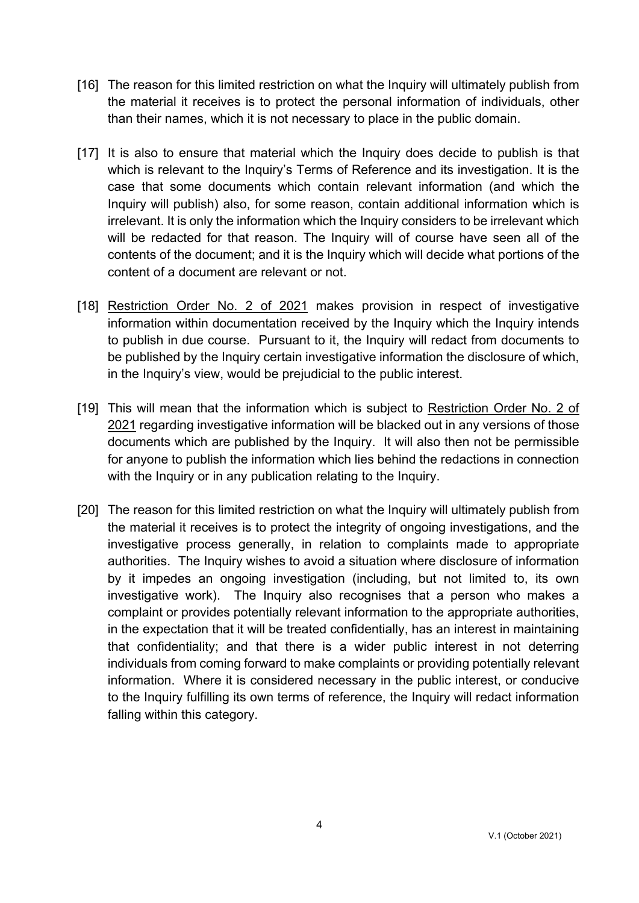[16] The reason for this limited restriction on what the Inquiry will ultimately publish from the material it receives is to protect the personal information of individuals, other than their names, which it is not necessary to place in the public domain.

[17] It is also to ensure that material which the Inquiry does decide to publish is that which is relevant to the Inquiry's Terms of Reference and its investigation. It is the case that some documents which contain relevant information (and which the Inquiry will publish) also, for some reason, contain additional information which is irrelevant. It is only the information which the Inquiry considers to be irrelevant which will be redacted for that reason. The Inquiry will of course have seen all of the contents of the document; and it is the Inquiry which will decide what portions of the content of a document are relevant or not.

[18] Restriction Order No. 2 of 2021 makes provision in respect of investigative information within documentation received by the Inquiry which the Inquiry intends to publish in due course. Pursuant to it, the Inquiry will redact from documents to be published by the Inquiry certain investigative information the disclosure of which, in the Inquiry's view, would be prejudicial to the public interest.

[19] This will mean that the information which is subject to Restriction Order No. 2 of 2021 regarding investigative information will be blacked out in any versions of those documents which are published by the Inquiry. It will also then not be permissible for anyone to publish the information which lies behind the redactions in connection with the Inquiry or in any publication relating to the Inquiry.

[20] The reason for this limited restriction on what the Inquiry will ultimately publish from the material it receives is to protect the integrity of ongoing investigations, and the investigative process generally, in relation to complaints made to appropriate authorities. The Inquiry wishes to avoid a situation where disclosure of information by it impedes an ongoing investigation (including, but not limited to, its own investigative work). The Inquiry also recognises that a person who makes a complaint or provides potentially relevant information to the appropriate authorities, in the expectation that it will be treated confidentially, has an interest in maintaining that confidentiality; and that there is a wider public interest in not deterring individuals from coming forward to make complaints or providing potentially relevant information. Where it is considered necessary in the public interest, or conducive to the Inquiry fulfilling its own terms of reference, the Inquiry will redact information falling within this category.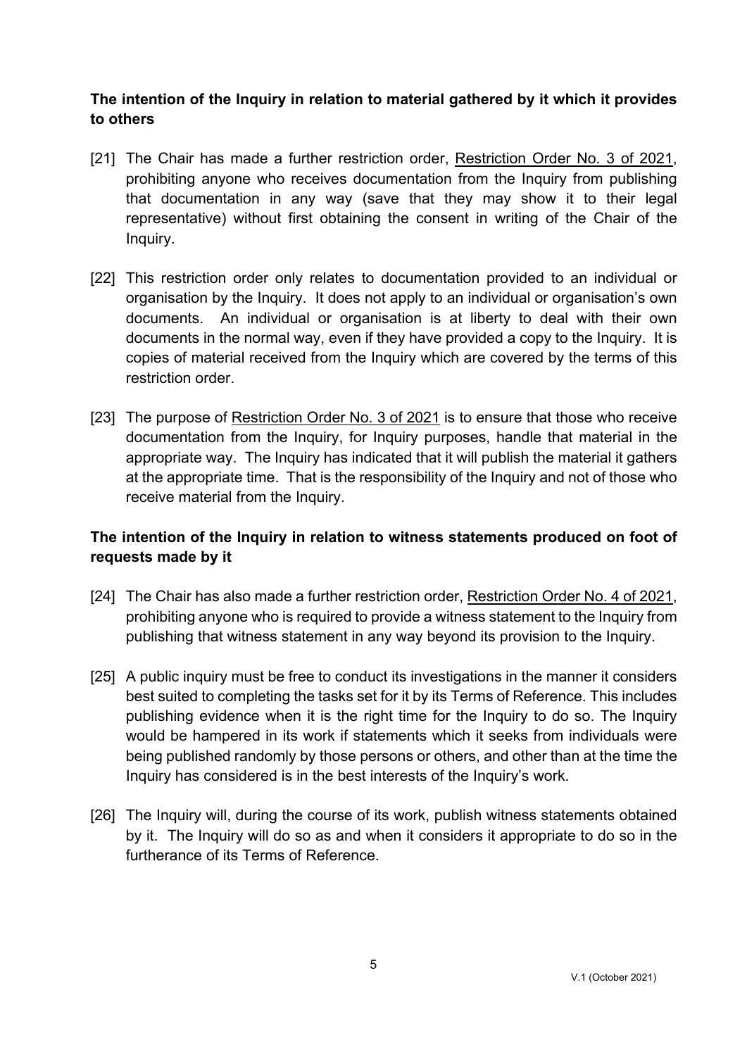**The intention of the Inquiry in relation to material gathered by it which it provides to others**

[21] The Chair has made a further restriction order, Restriction Order No. 3 of 2021, prohibiting anyone who receives documentation from the Inquiry from publishing that documentation in any way (save that they may show it to their legal representative) without first obtaining the consent in writing of the Chair of the Inquiry.

[22] This restriction order only relates to documentation provided to an individual or organisation by the Inquiry. It does not apply to an individual or organisation's own documents. An individual or organisation is at liberty to deal with their own documents in the normal way, even if they have provided a copy to the Inquiry. It is copies of material received from the Inquiry which are covered by the terms of this restriction order.

[23] The purpose of Restriction Order No. 3 of 2021 is to ensure that those who receive documentation from the Inquiry, for Inquiry purposes, handle that material in the appropriate way. The Inquiry has indicated that it will publish the material it gathers at the appropriate time. That is the responsibility of the Inquiry and not of those who receive material from the Inquiry.

**The intention of the Inquiry in relation to witness statements produced on foot of requests made by it**

[24] The Chair has also made a further restriction order, Restriction Order No. 4 of 2021, prohibiting anyone who is required to provide a witness statement to the Inquiry from publishing that witness statement in any way beyond its provision to the Inquiry.

[25] A public inquiry must be free to conduct its investigations in the manner it considers best suited to completing the tasks set for it by its Terms of Reference. This includes publishing evidence when it is the right time for the Inquiry to do so. The Inquiry would be hampered in its work if statements which it seeks from individuals were being published randomly by those persons or others, and other than at the time the Inquiry has considered is in the best interests of the Inquiry's work.

[26] The Inquiry will, during the course of its work, publish witness statements obtained by it. The Inquiry will do so as and when it considers it appropriate to do so in the furtherance of its Terms of Reference.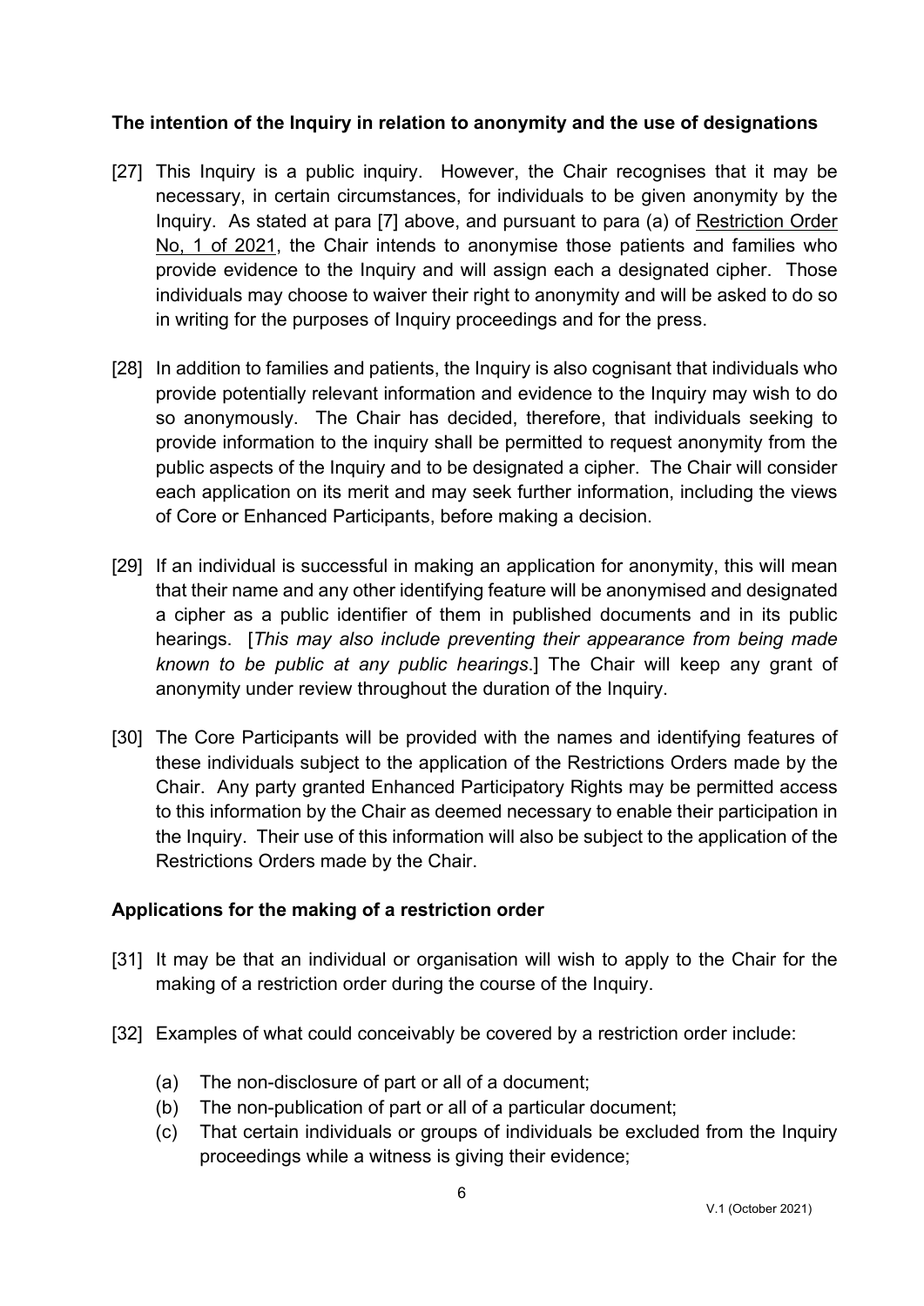**The intention of the Inquiry in relation to anonymity and the use of designations**

[27] This Inquiry is a public inquiry. However, the Chair recognises that it may be necessary, in certain circumstances, for individuals to be given anonymity by the Inquiry. As stated at para [7] above, and pursuant to para (a) of Restriction Order No, 1 of 2021, the Chair intends to anonymise those patients and families who provide evidence to the Inquiry and will assign each a designated cipher. Those individuals may choose to waiver their right to anonymity and will be asked to do so in writing for the purposes of Inquiry proceedings and for the press.

[28] In addition to families and patients, the Inquiry is also cognisant that individuals who provide potentially relevant information and evidence to the Inquiry may wish to do so anonymously. The Chair has decided, therefore, that individuals seeking to provide information to the inquiry shall be permitted to request anonymity from the public aspects of the Inquiry and to be designated a cipher. The Chair will consider each application on its merit and may seek further information, including the views of Core or Enhanced Participants, before making a decision.

[29] If an individual is successful in making an application for anonymity, this will mean that their name and any other identifying feature will be anonymised and designated a cipher as a public identifier of them in published documents and in its public hearings. [*This may also include preventing their appearance from being made known to be public at any public hearings*.] The Chair will keep any grant of anonymity under review throughout the duration of the Inquiry.

[30] The Core Participants will be provided with the names and identifying features of these individuals subject to the application of the Restrictions Orders made by the Chair. Any party granted Enhanced Participatory Rights may be permitted access to this information by the Chair as deemed necessary to enable their participation in the Inquiry. Their use of this information will also be subject to the application of the Restrictions Orders made by the Chair.

**Applications for the making of a restriction order**

[31] It may be that an individual or organisation will wish to apply to the Chair for the making of a restriction order during the course of the Inquiry.

[32] Examples of what could conceivably be covered by a restriction order include:

(a) The non-disclosure of part or all of a document;
(b) The non-publication of part or all of a particular document;
(c) That certain individuals or groups of individuals be excluded from the Inquiry proceedings while a witness is giving their evidence;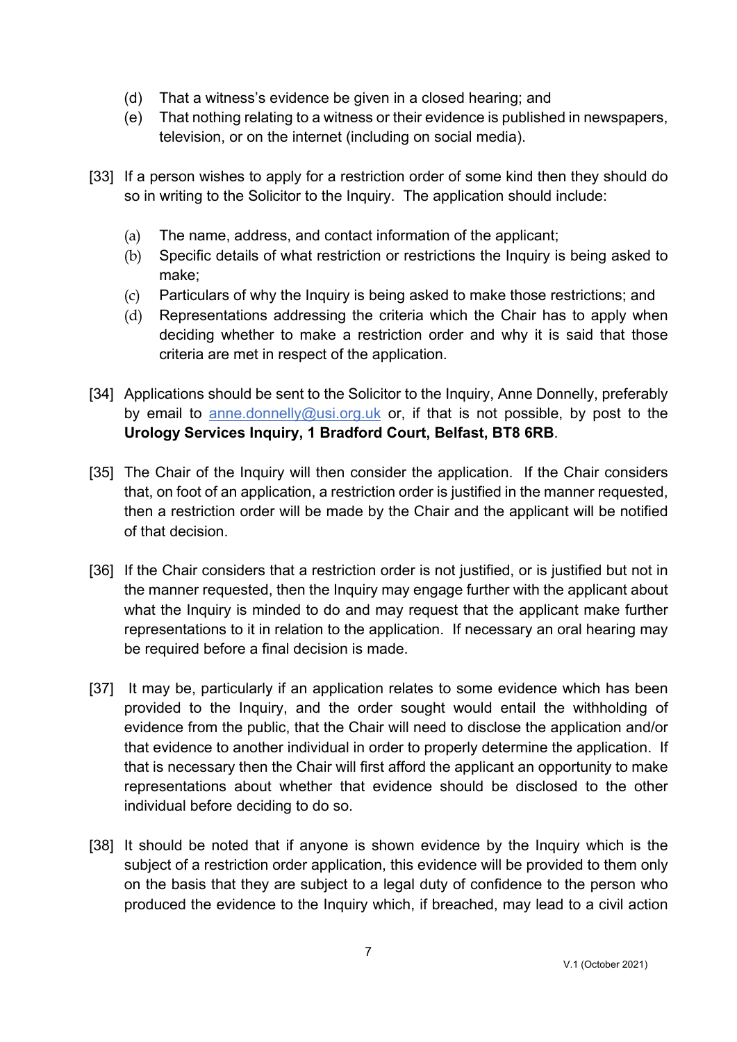(d) That a witness's evidence be given in a closed hearing; and

(e) That nothing relating to a witness or their evidence is published in newspapers, television, or on the internet (including on social media).

[33] If a person wishes to apply for a restriction order of some kind then they should do so in writing to the Solicitor to the Inquiry. The application should include:

(a) The name, address, and contact information of the applicant;

(b) Specific details of what restriction or restrictions the Inquiry is being asked to make;

(c) Particulars of why the Inquiry is being asked to make those restrictions; and

(d) Representations addressing the criteria which the Chair has to apply when deciding whether to make a restriction order and why it is said that those criteria are met in respect of the application.

[34] Applications should be sent to the Solicitor to the Inquiry, Anne Donnelly, preferably by email to anne.donnelly@usi.org.uk or, if that is not possible, by post to the **Urology Services Inquiry, 1 Bradford Court, Belfast, BT8 6RB**.

[35] The Chair of the Inquiry will then consider the application. If the Chair considers that, on foot of an application, a restriction order is justified in the manner requested, then a restriction order will be made by the Chair and the applicant will be notified of that decision.

[36] If the Chair considers that a restriction order is not justified, or is justified but not in the manner requested, then the Inquiry may engage further with the applicant about what the Inquiry is minded to do and may request that the applicant make further representations to it in relation to the application. If necessary an oral hearing may be required before a final decision is made.

[37] It may be, particularly if an application relates to some evidence which has been provided to the Inquiry, and the order sought would entail the withholding of evidence from the public, that the Chair will need to disclose the application and/or that evidence to another individual in order to properly determine the application. If that is necessary then the Chair will first afford the applicant an opportunity to make representations about whether that evidence should be disclosed to the other individual before deciding to do so.

[38] It should be noted that if anyone is shown evidence by the Inquiry which is the subject of a restriction order application, this evidence will be provided to them only on the basis that they are subject to a legal duty of confidence to the person who produced the evidence to the Inquiry which, if breached, may lead to a civil action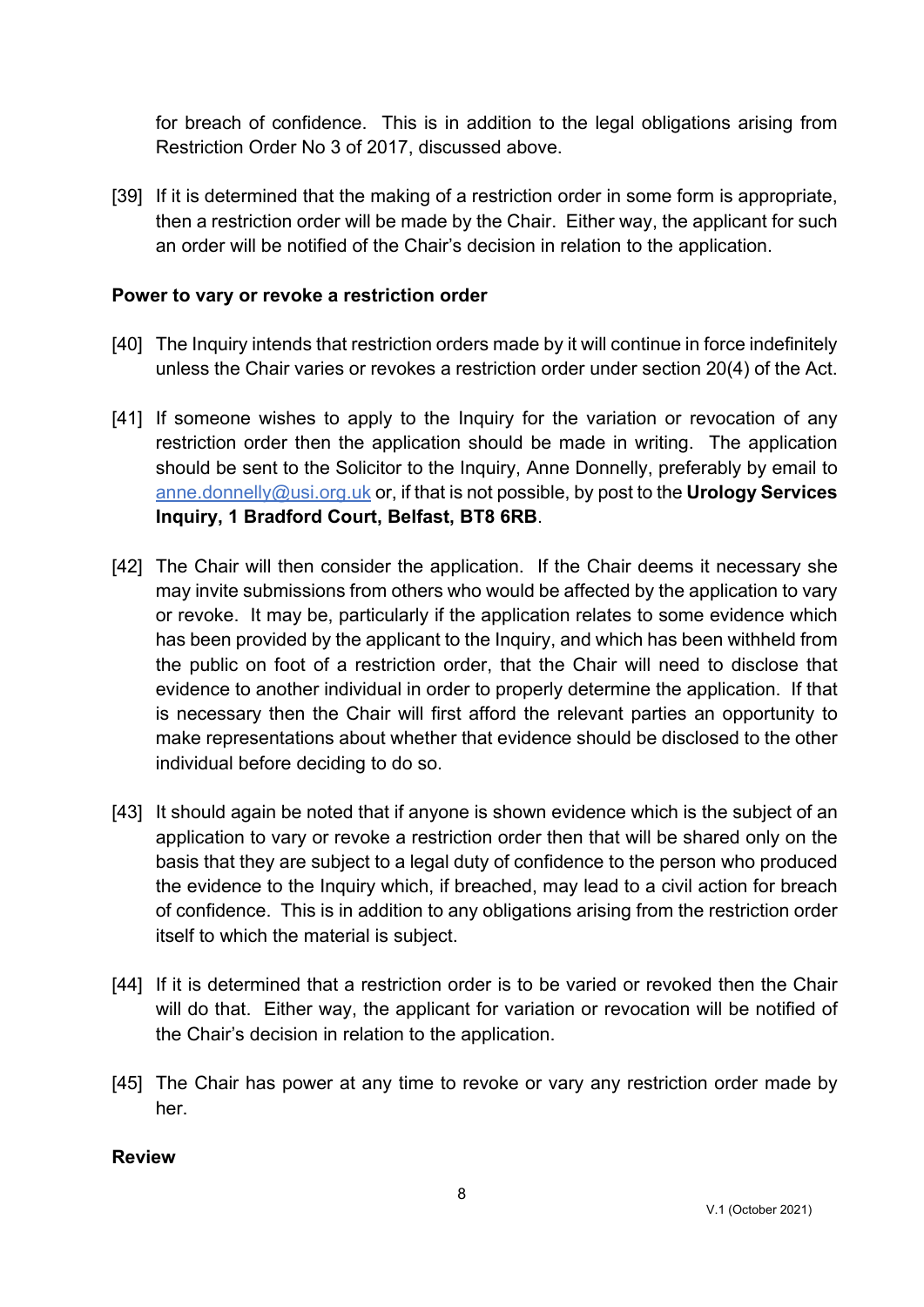for breach of confidence. This is in addition to the legal obligations arising from Restriction Order No 3 of 2017, discussed above.

[39] If it is determined that the making of a restriction order in some form is appropriate, then a restriction order will be made by the Chair. Either way, the applicant for such an order will be notified of the Chair's decision in relation to the application.

**Power to vary or revoke a restriction order**

[40] The Inquiry intends that restriction orders made by it will continue in force indefinitely unless the Chair varies or revokes a restriction order under section 20(4) of the Act.

[41] If someone wishes to apply to the Inquiry for the variation or revocation of any restriction order then the application should be made in writing. The application should be sent to the Solicitor to the Inquiry, Anne Donnelly, preferably by email to anne.donnelly@usi.org.uk or, if that is not possible, by post to the **Urology Services Inquiry, 1 Bradford Court, Belfast, BT8 6RB**.

[42] The Chair will then consider the application. If the Chair deems it necessary she may invite submissions from others who would be affected by the application to vary or revoke. It may be, particularly if the application relates to some evidence which has been provided by the applicant to the Inquiry, and which has been withheld from the public on foot of a restriction order, that the Chair will need to disclose that evidence to another individual in order to properly determine the application. If that is necessary then the Chair will first afford the relevant parties an opportunity to make representations about whether that evidence should be disclosed to the other individual before deciding to do so.

[43] It should again be noted that if anyone is shown evidence which is the subject of an application to vary or revoke a restriction order then that will be shared only on the basis that they are subject to a legal duty of confidence to the person who produced the evidence to the Inquiry which, if breached, may lead to a civil action for breach of confidence. This is in addition to any obligations arising from the restriction order itself to which the material is subject.

[44] If it is determined that a restriction order is to be varied or revoked then the Chair will do that. Either way, the applicant for variation or revocation will be notified of the Chair's decision in relation to the application.

[45] The Chair has power at any time to revoke or vary any restriction order made by her.

**Review**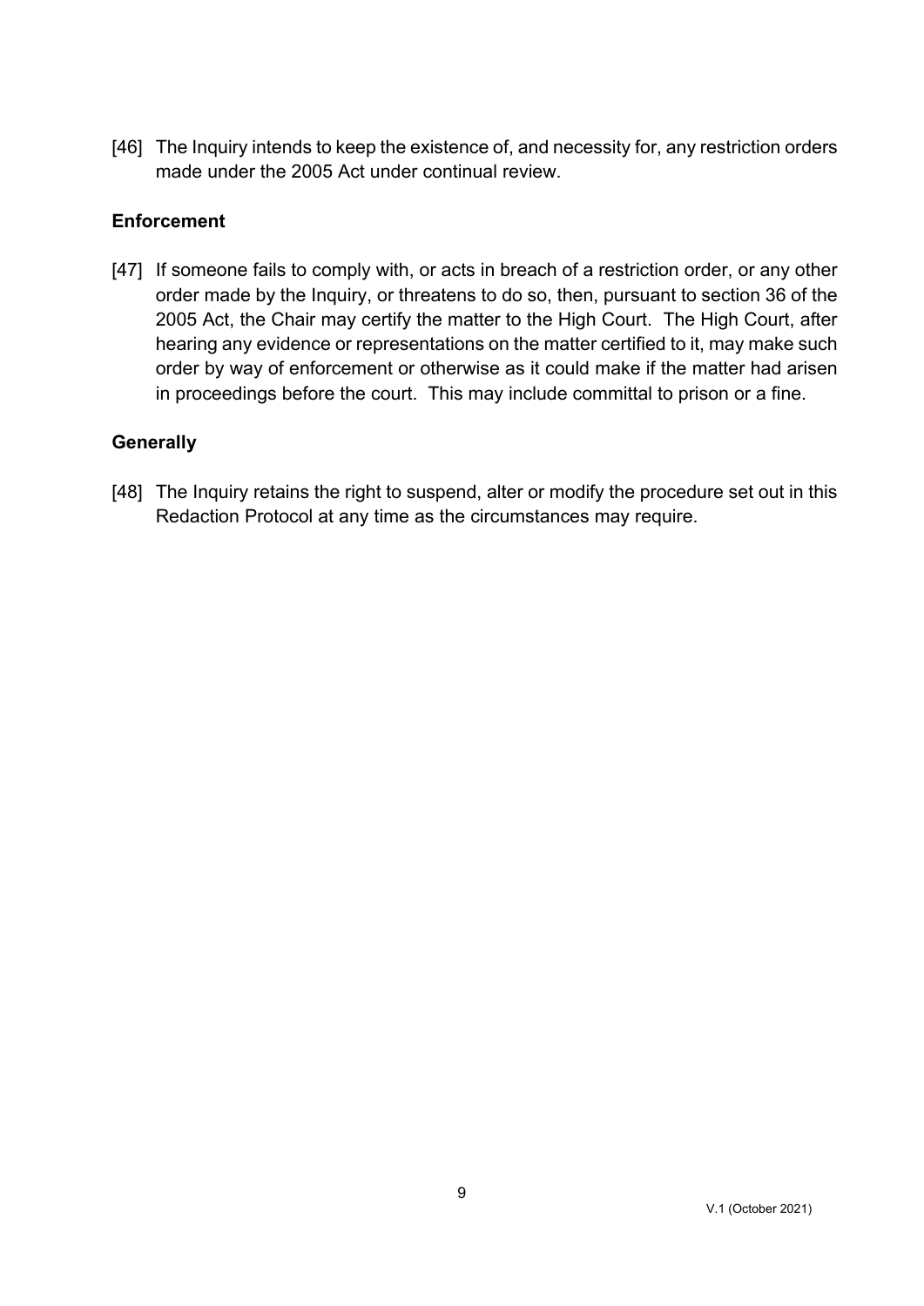[46] The Inquiry intends to keep the existence of, and necessity for, any restriction orders made under the 2005 Act under continual review.

**Enforcement**

[47] If someone fails to comply with, or acts in breach of a restriction order, or any other order made by the Inquiry, or threatens to do so, then, pursuant to section 36 of the 2005 Act, the Chair may certify the matter to the High Court. The High Court, after hearing any evidence or representations on the matter certified to it, may make such order by way of enforcement or otherwise as it could make if the matter had arisen in proceedings before the court. This may include committal to prison or a fine.

**Generally**

[48] The Inquiry retains the right to suspend, alter or modify the procedure set out in this Redaction Protocol at any time as the circumstances may require.